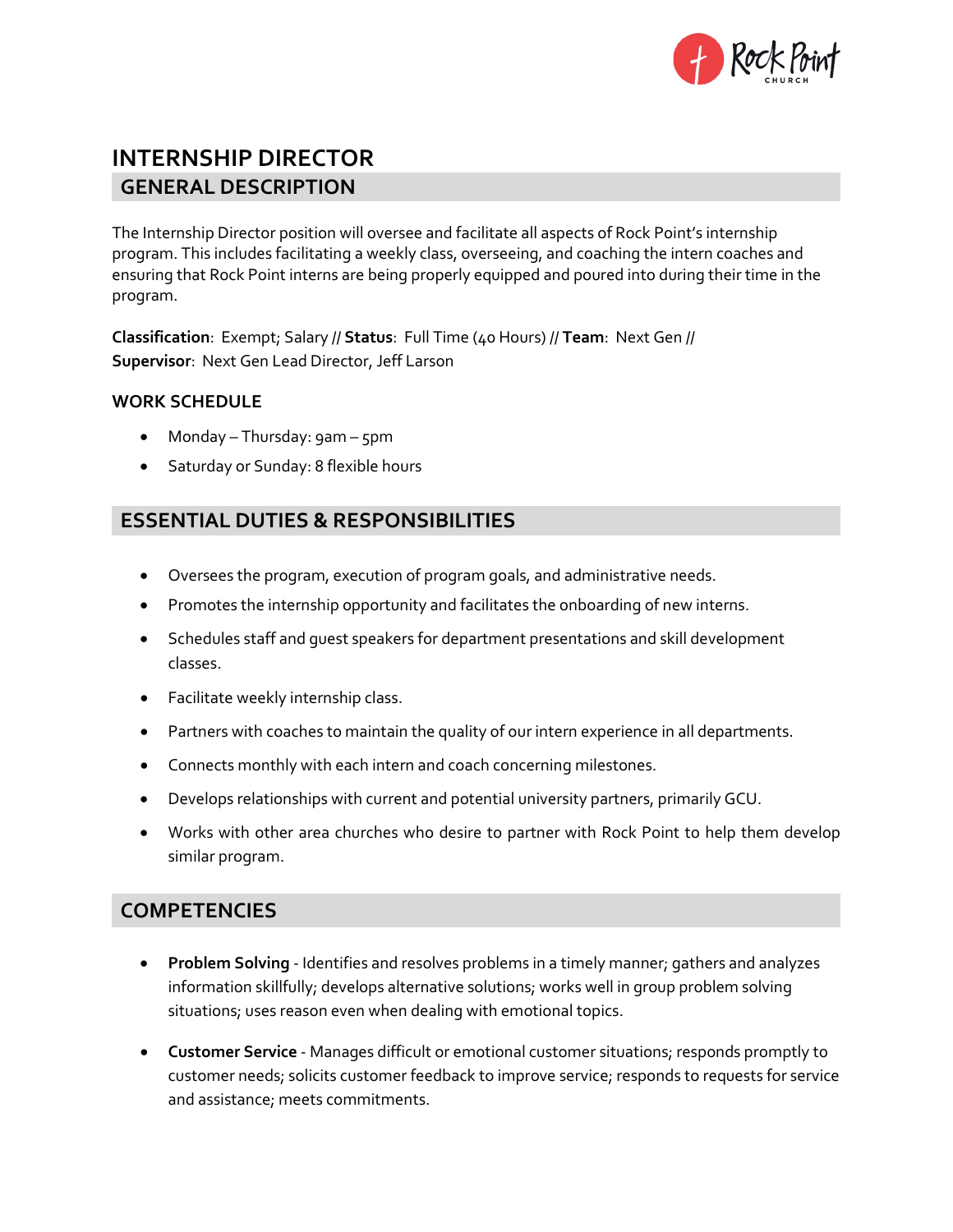# INTERNSHIP DIRECTOR

## GENERAL DESCRIPTION

The Internship Director position will oversee and facilitate all aspects of Rock Point's internship program. This includes facilitating a weekly class, overseeing, and coaching the intern coaches and ensuring that Rock Point interns are being properly equipped and poured into during their time in the program.

**Classification**: Exempt; Salary // **Status**: Full Time (40 Hours) // **Team**: Next Gen // **Supervisor**: Next Gen Lead Director, Jeff Larson

### WORK SCHEDULE

- Monday – Thursday: 9am – 5pm
- Saturday or Sunday: 8 flexible hours

## ESSENTIAL DUTIES & RESPONSIBILITIES

- Oversees the program, execution of program goals, and administrative needs.
- Promotes the internship opportunity and facilitates the onboarding of new interns.
- Schedules staff and guest speakers for department presentations and skill development classes.
- Facilitate weekly internship class.
- Partners with coaches to maintain the quality of our intern experience in all departments.
- Connects monthly with each intern and coach concerning milestones.
- Develops relationships with current and potential university partners, primarily GCU.
- Works with other area churches who desire to partner with Rock Point to help them develop similar program.

## COMPETENCIES

- **Problem Solving** - Identifies and resolves problems in a timely manner; gathers and analyzes information skillfully; develops alternative solutions; works well in group problem solving situations; uses reason even when dealing with emotional topics.
- **Customer Service** - Manages difficult or emotional customer situations; responds promptly to customer needs; solicits customer feedback to improve service; responds to requests for service and assistance; meets commitments.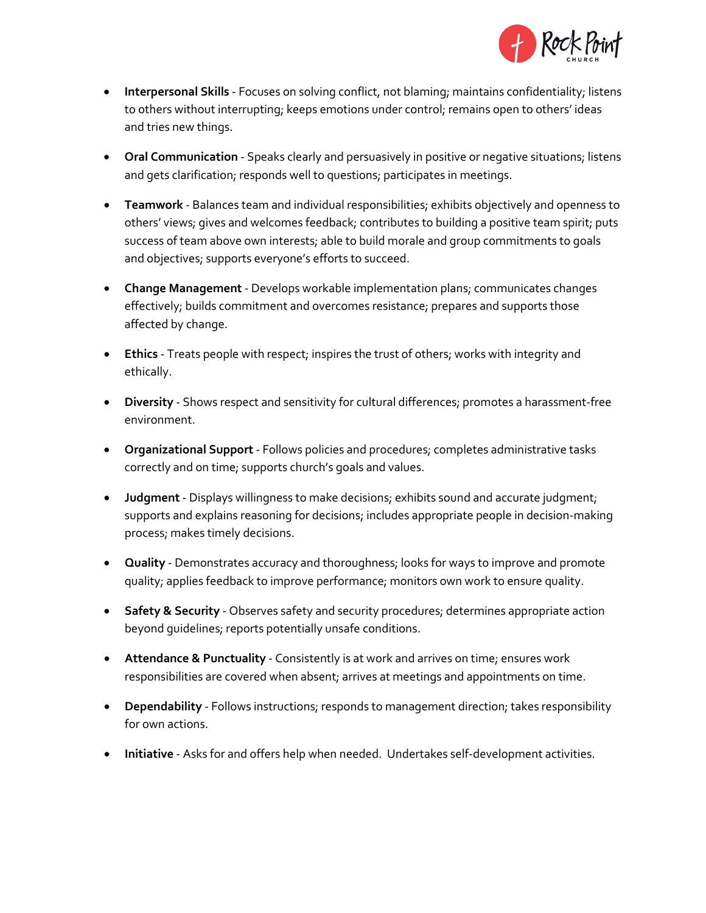- **Interpersonal Skills** - Focuses on solving conflict, not blaming; maintains confidentiality; listens to others without interrupting; keeps emotions under control; remains open to others' ideas and tries new things.

- **Oral Communication** - Speaks clearly and persuasively in positive or negative situations; listens and gets clarification; responds well to questions; participates in meetings.

- **Teamwork** - Balances team and individual responsibilities; exhibits objectively and openness to others' views; gives and welcomes feedback; contributes to building a positive team spirit; puts success of team above own interests; able to build morale and group commitments to goals and objectives; supports everyone's efforts to succeed.

- **Change Management** - Develops workable implementation plans; communicates changes effectively; builds commitment and overcomes resistance; prepares and supports those affected by change.

- **Ethics** - Treats people with respect; inspires the trust of others; works with integrity and ethically.

- **Diversity** - Shows respect and sensitivity for cultural differences; promotes a harassment-free environment.

- **Organizational Support** - Follows policies and procedures; completes administrative tasks correctly and on time; supports church's goals and values.

- **Judgment** - Displays willingness to make decisions; exhibits sound and accurate judgment; supports and explains reasoning for decisions; includes appropriate people in decision-making process; makes timely decisions.

- **Quality** - Demonstrates accuracy and thoroughness; looks for ways to improve and promote quality; applies feedback to improve performance; monitors own work to ensure quality.

- **Safety & Security** - Observes safety and security procedures; determines appropriate action beyond guidelines; reports potentially unsafe conditions.

- **Attendance & Punctuality** - Consistently is at work and arrives on time; ensures work responsibilities are covered when absent; arrives at meetings and appointments on time.

- **Dependability** - Follows instructions; responds to management direction; takes responsibility for own actions.

- **Initiative** - Asks for and offers help when needed. Undertakes self-development activities.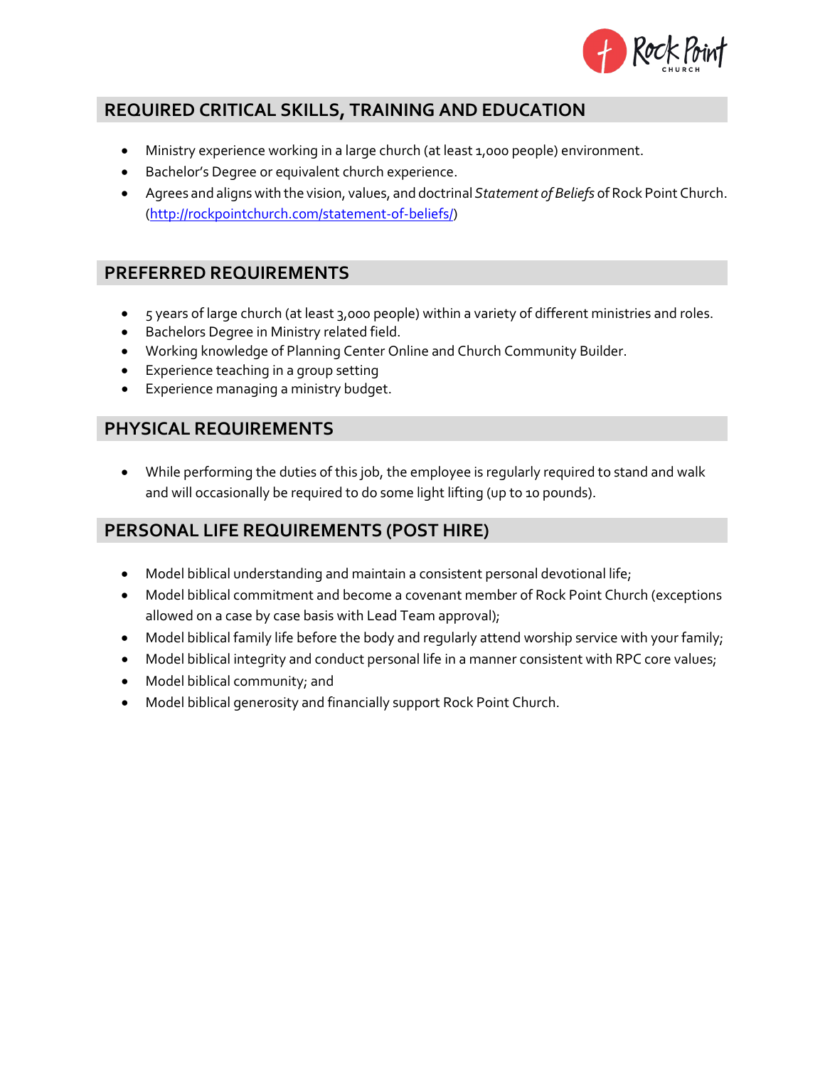## REQUIRED CRITICAL SKILLS, TRAINING AND EDUCATION

- Ministry experience working in a large church (at least 1,000 people) environment.
- Bachelor's Degree or equivalent church experience.
- Agrees and aligns with the vision, values, and doctrinal *Statement of Beliefs* of Rock Point Church. (http://rockpointchurch.com/statement-of-beliefs/)

## PREFERRED REQUIREMENTS

- 5 years of large church (at least 3,000 people) within a variety of different ministries and roles.
- Bachelors Degree in Ministry related field.
- Working knowledge of Planning Center Online and Church Community Builder.
- Experience teaching in a group setting
- Experience managing a ministry budget.

## PHYSICAL REQUIREMENTS

- While performing the duties of this job, the employee is regularly required to stand and walk and will occasionally be required to do some light lifting (up to 10 pounds).

## PERSONAL LIFE REQUIREMENTS (POST HIRE)

- Model biblical understanding and maintain a consistent personal devotional life;
- Model biblical commitment and become a covenant member of Rock Point Church (exceptions allowed on a case by case basis with Lead Team approval);
- Model biblical family life before the body and regularly attend worship service with your family;
- Model biblical integrity and conduct personal life in a manner consistent with RPC core values;
- Model biblical community; and
- Model biblical generosity and financially support Rock Point Church.